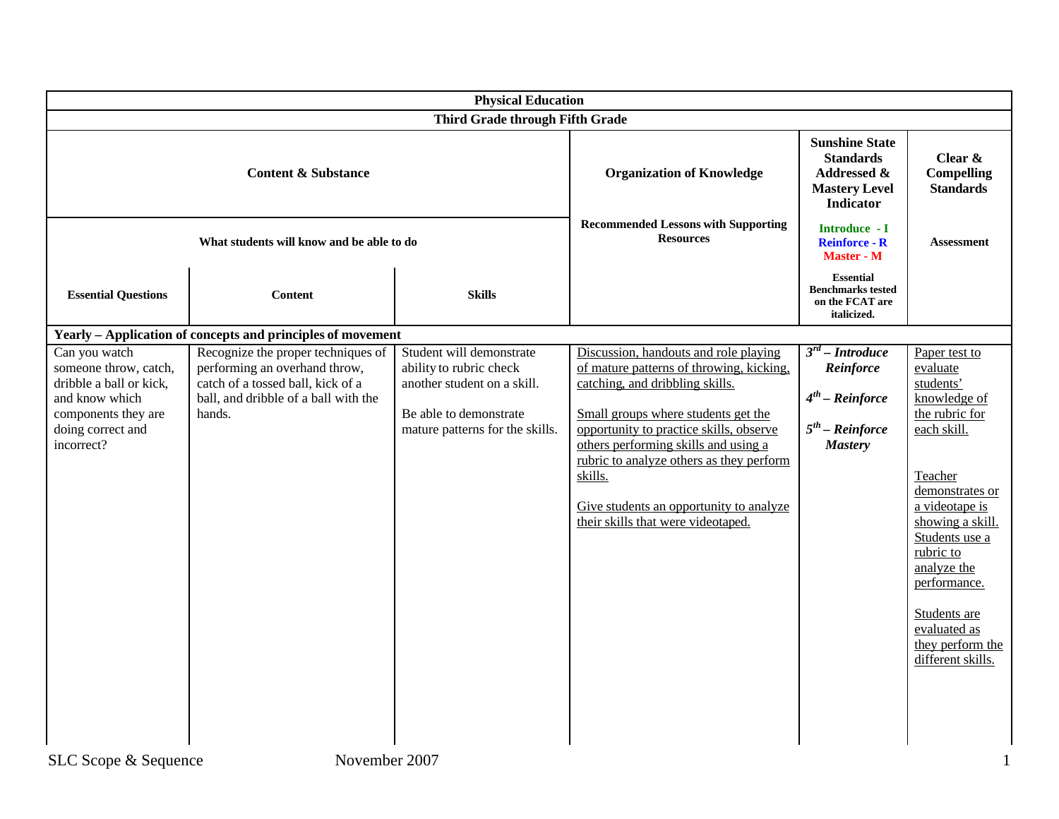| Physical Education | | | | | |
|---|---|---|---|---|---|
| **Third Grade through Fifth Grade** | | | | | |
| **Content & Substance** | | | **Organization of Knowledge** | **Sunshine State Standards Addressed & Mastery Level Indicator** | **Clear & Compelling Standards** |
| **What students will know and be able to do** | | | **Recommended Lessons with Supporting Resources** | **Introduce - I** **Reinforce - R** **Master - M** **Essential Benchmarks tested on the FCAT are italicized.** | **Assessment** |
| **Essential Questions** | **Content** | **Skills** | | | |
| **Yearly – Application of concepts and principles of movement** | | | | | |
| Can you watch someone throw, catch, dribble a ball or kick, and know which components they are doing correct and incorrect? | Recognize the proper techniques of performing an overhand throw, catch of a tossed ball, kick of a ball, and dribble of a ball with the hands. | Student will demonstrate ability to rubric check another student on a skill.<br><br>Be able to demonstrate mature patterns for the skills. | Discussion, handouts and role playing of mature patterns of throwing, kicking, catching, and dribbling skills.<br><br>Small groups where students get the opportunity to practice skills, observe others performing skills and using a rubric to analyze others as they perform skills.<br><br>Give students an opportunity to analyze their skills that were videotaped. | ***3rd – Introduce Reinforce***<br><br>***4th – Reinforce***<br><br>***5th – Reinforce Mastery*** | Paper test to evaluate students' knowledge of the rubric for each skill.<br><br>Teacher demonstrates or a videotape is showing a skill. Students use a rubric to analyze the performance.<br><br>Students are evaluated as they perform the different skills. |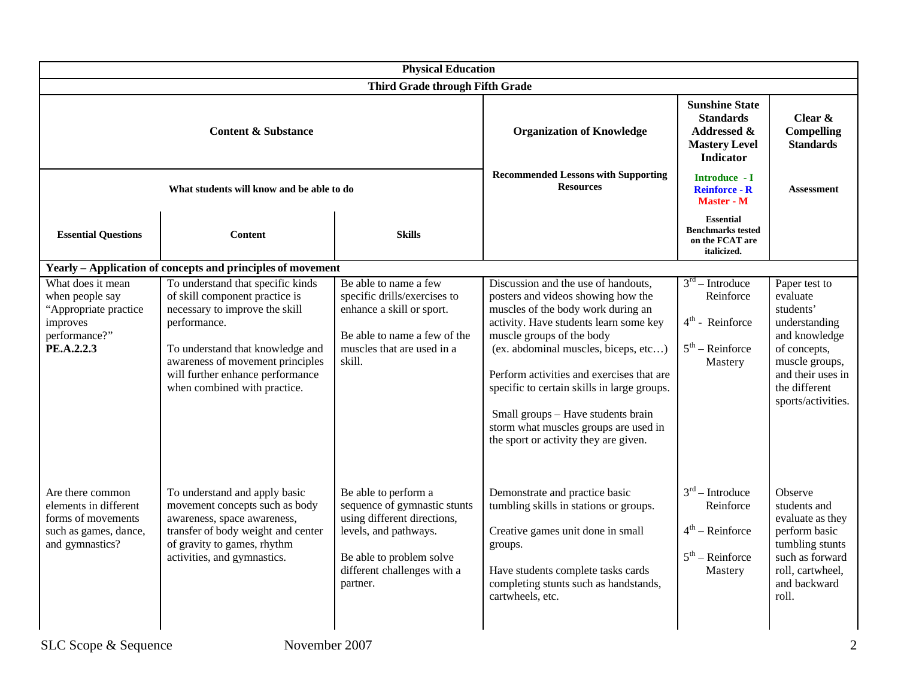| Physical Education | | | | | |
|---|---|---|---|---|---|
| Third Grade through Fifth Grade | | | | | |
| Content & Substance | | | Organization of Knowledge | Sunshine State Standards Addressed & Mastery Level Indicator | Clear & Compelling Standards |
| What students will know and be able to do | | | Recommended Lessons with Supporting Resources | Introduce - I<br>Reinforce - R<br>Master - M | Assessment |
| Essential Questions | Content | Skills | | Essential Benchmarks tested on the FCAT are italicized. | |
| **Yearly – Application of concepts and principles of movement** | | | | | |
| What does it mean when people say "Appropriate practice improves performance?"<br>**PE.A.2.2.3** | To understand that specific kinds of skill component practice is necessary to improve the skill performance.<br><br>To understand that knowledge and awareness of movement principles will further enhance performance when combined with practice. | Be able to name a few specific drills/exercises to enhance a skill or sport.<br><br>Be able to name a few of the muscles that are used in a skill. | Discussion and the use of handouts, posters and videos showing how the muscles of the body work during an activity. Have students learn some key muscle groups of the body (ex. abdominal muscles, biceps, etc…)<br><br>Perform activities and exercises that are specific to certain skills in large groups.<br><br>Small groups – Have students brain storm what muscles groups are used in the sport or activity they are given. | 3rd – Introduce Reinforce<br><br>4th - Reinforce<br><br>5th – Reinforce Mastery | Paper test to evaluate students' understanding and knowledge of concepts, muscle groups, and their uses in the different sports/activities. |
| Are there common elements in different forms of movements such as games, dance, and gymnastics? | To understand and apply basic movement concepts such as body awareness, space awareness, transfer of body weight and center of gravity to games, rhythm activities, and gymnastics. | Be able to perform a sequence of gymnastic stunts using different directions, levels, and pathways.<br><br>Be able to problem solve different challenges with a partner. | Demonstrate and practice basic tumbling skills in stations or groups.<br><br>Creative games unit done in small groups.<br><br>Have students complete tasks cards completing stunts such as handstands, cartwheels, etc. | 3rd – Introduce Reinforce<br><br>4th – Reinforce<br><br>5th – Reinforce Mastery | Observe students and evaluate as they perform basic tumbling stunts such as forward roll, cartwheel, and backward roll. |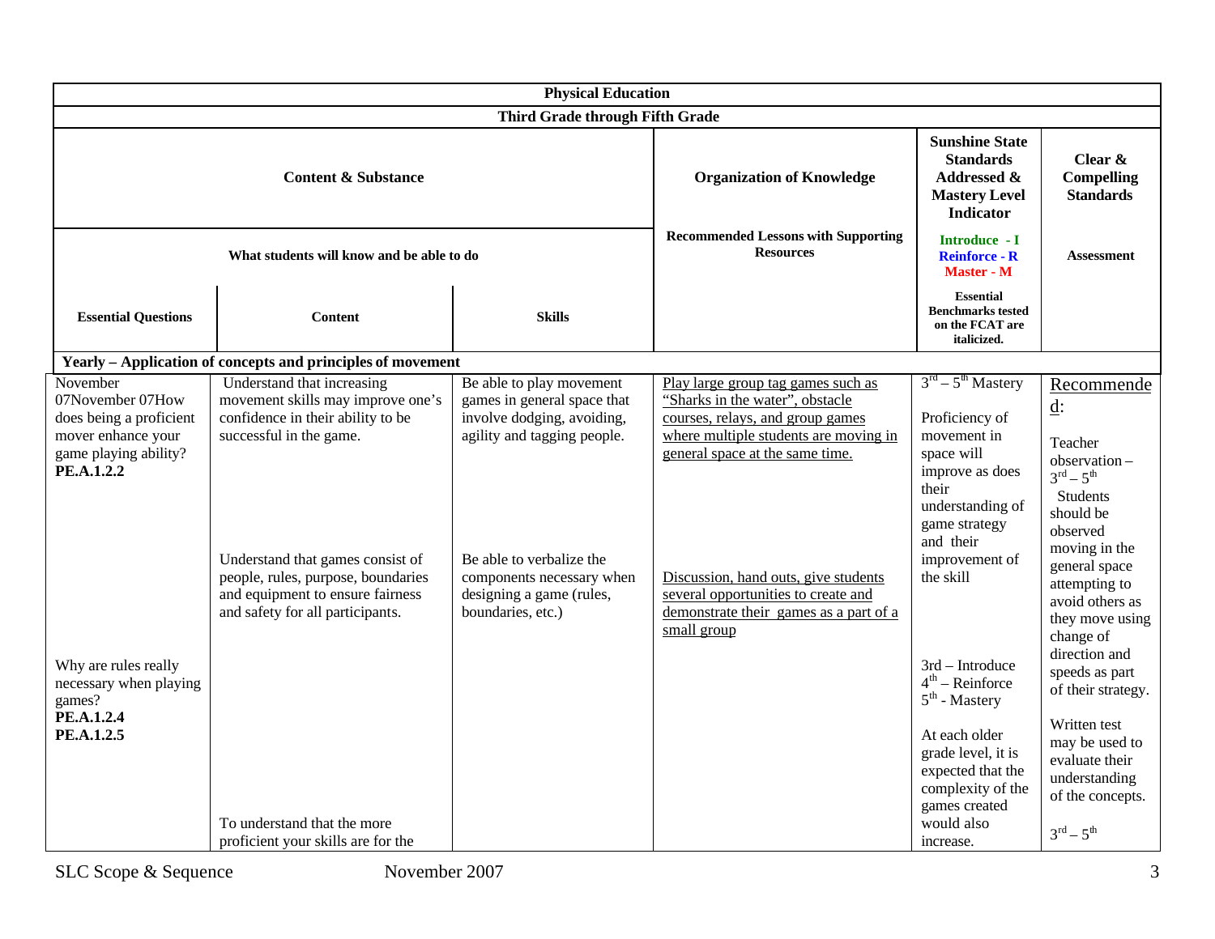| Physical Education | | | | | |
|---|---|---|---|---|---|
| Third Grade through Fifth Grade | | | | | |
| Content & Substance | | | Organization of Knowledge | Sunshine State Standards Addressed & Mastery Level Indicator | Clear & Compelling Standards |
| What students will know and be able to do | | | Recommended Lessons with Supporting Resources | Introduce - I<br>Reinforce - R<br>Master - M | Assessment |
| Essential Questions | Content | Skills | | Essential Benchmarks tested on the FCAT are italicized. | |
| **Yearly – Application of concepts and principles of movement** | | | | | |
| November 07November 07How does being a proficient mover enhance your game playing ability?<br>**PE.A.1.2.2** | Understand that increasing movement skills may improve one's confidence in their ability to be successful in the game. | Be able to play movement games in general space that involve dodging, avoiding, agility and tagging people. | <u>Play large group tag games such as "Sharks in the water", obstacle courses, relays, and group games where multiple students are moving in general space at the same time.</u> | $3^{rd} – 5^{th}$ Mastery<br><br>Proficiency of movement in space will improve as does their understanding of game strategy and their improvement of the skill | <u>Recommended</u>:<br><br>Teacher observation – $3^{rd} – 5^{th}$<br>Students should be observed moving in the general space attempting to avoid others as they move using change of direction and speeds as part of their strategy. |
| | Understand that games consist of people, rules, purpose, boundaries and equipment to ensure fairness and safety for all participants. | Be able to verbalize the components necessary when designing a game (rules, boundaries, etc.) | <u>Discussion, hand outs, give students several opportunities to create and demonstrate their games as a part of a small group</u> | | |
| Why are rules really necessary when playing games?<br>**PE.A.1.2.4**<br>**PE.A.1.2.5** | | | | 3rd – Introduce<br>$4^{th}$ – Reinforce<br>$5^{th}$ - Mastery<br><br>At each older grade level, it is expected that the complexity of the games created would also increase. | Written test may be used to evaluate their understanding of the concepts.<br><br>$3^{rd} – 5^{th}$ |
| | To understand that the more proficient your skills are for the | | | | |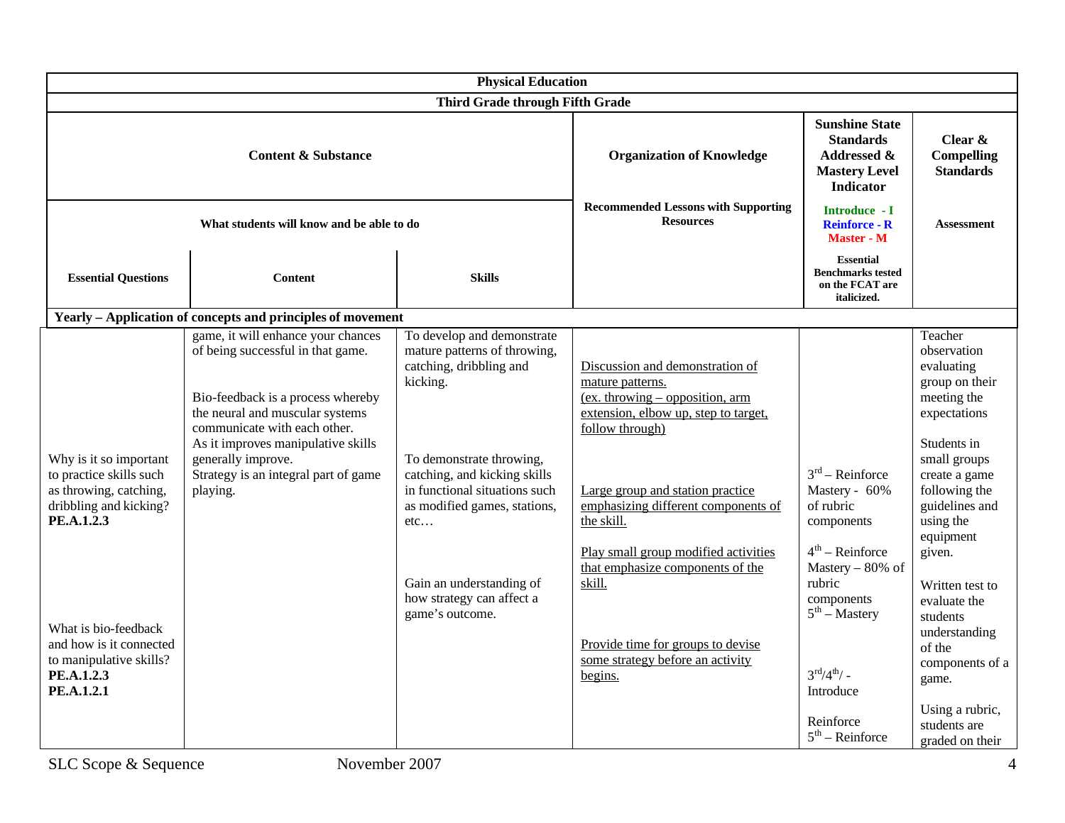| Physical Education | | | | | |
|---|---|---|---|---|---|
| **Third Grade through Fifth Grade** | | | | | |
| **Content & Substance** | | | **Organization of Knowledge** | **Sunshine State Standards Addressed & Mastery Level Indicator** | **Clear & Compelling Standards** |
| **What students will know and be able to do** | | | **Recommended Lessons with Supporting Resources** | **Introduce - I** **Reinforce - R** **Master - M** | **Assessment** |
| **Essential Questions** | **Content** | **Skills** | | **Essential Benchmarks tested on the FCAT are italicized.** | |
| **Yearly – Application of concepts and principles of movement** | | | | | |
| Why is it so important to practice skills such as throwing, catching, dribbling and kicking? **PE.A.1.2.3** <br><br> What is bio-feedback and how is it connected to manipulative skills? **PE.A.1.2.3** **PE.A.1.2.1** | game, it will enhance your chances of being successful in that game. <br><br> Bio-feedback is a process whereby the neural and muscular systems communicate with each other. As it improves manipulative skills generally improve. Strategy is an integral part of game playing. | To develop and demonstrate mature patterns of throwing, catching, dribbling and kicking. <br><br> To demonstrate throwing, catching, and kicking skills in functional situations such as modified games, stations, etc… <br><br> Gain an understanding of how strategy can affect a game's outcome. | Discussion and demonstration of mature patterns. (ex. throwing – opposition, arm extension, elbow up, step to target, follow through) <br><br> Large group and station practice emphasizing different components of the skill. <br><br> Play small group modified activities that emphasize components of the skill. <br><br> Provide time for groups to devise some strategy before an activity begins. | 3rd – Reinforce Mastery - 60% of rubric components <br><br> 4th – Reinforce Mastery – 80% of rubric components 5th – Mastery <br><br> 3rd/4th/ - Introduce <br><br> Reinforce 5th – Reinforce | Teacher observation evaluating group on their meeting the expectations <br><br> Students in small groups create a game following the guidelines and using the equipment given. <br><br> Written test to evaluate the students understanding of the components of a game. <br><br> Using a rubric, students are graded on their |

SLC Scope & Sequence November 2007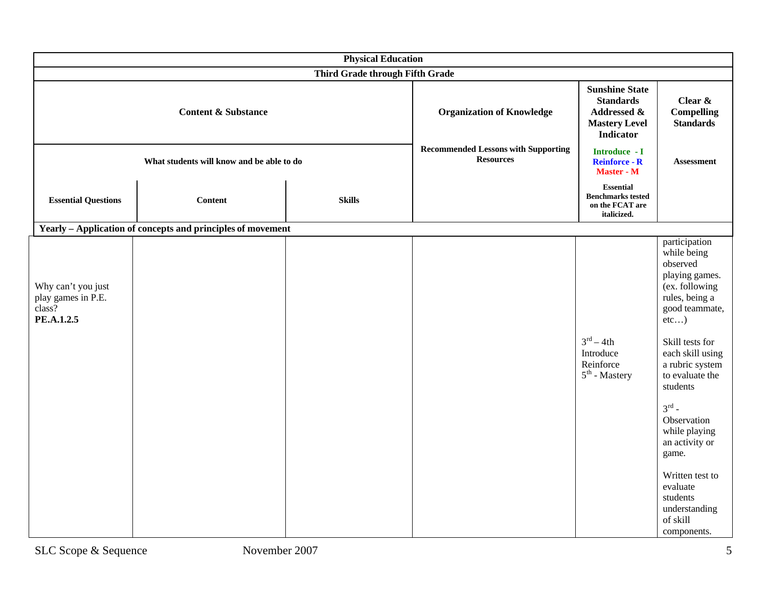| Physical Education | | | | | |
|---|---|---|---|---|---|
| Third Grade through Fifth Grade | | | | | |
| Content & Substance | | | Organization of Knowledge | Sunshine State Standards Addressed & Mastery Level Indicator | Clear & Compelling Standards |
| What students will know and be able to do | | | Recommended Lessons with Supporting Resources | Introduce - I<br>Reinforce - R<br>Master - M | Assessment |
| Essential Questions | Content | Skills | | Essential Benchmarks tested on the FCAT are italicized. | |
| **Yearly – Application of concepts and principles of movement** | | | | | |
| Why can't you just play games in P.E. class?<br>**PE.A.1.2.5** | | | | 3rd – 4th Introduce Reinforce<br>5th - Mastery | participation while being observed playing games. (ex. following rules, being a good teammate, etc…)<br><br>Skill tests for each skill using a rubric system to evaluate the students<br><br>3rd - Observation while playing an activity or game.<br><br>Written test to evaluate students understanding of skill components. |

SLC Scope & Sequence November 2007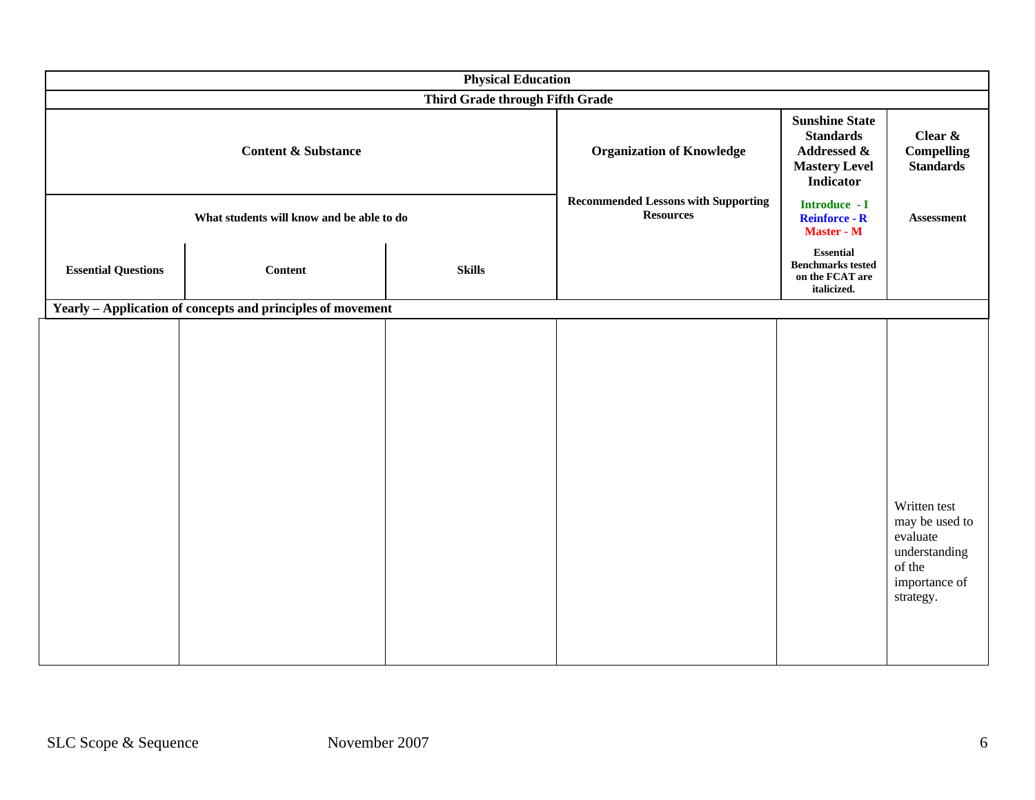| Physical Education | | | | | |
|---|---|---|---|---|---|
| Third Grade through Fifth Grade | | | | | |
| Content & Substance | | | Organization of Knowledge | Sunshine State Standards Addressed & Mastery Level Indicator | Clear & Compelling Standards |
| What students will know and be able to do | | | Recommended Lessons with Supporting Resources | Introduce - I<br>Reinforce - R<br>Master - M | Assessment |
| Essential Questions | Content | Skills | | Essential Benchmarks tested on the FCAT are *italicized.* | |
| Yearly – Application of concepts and principles of movement | | | | | |
| | | | | | Written test may be used to evaluate understanding of the importance of strategy. |